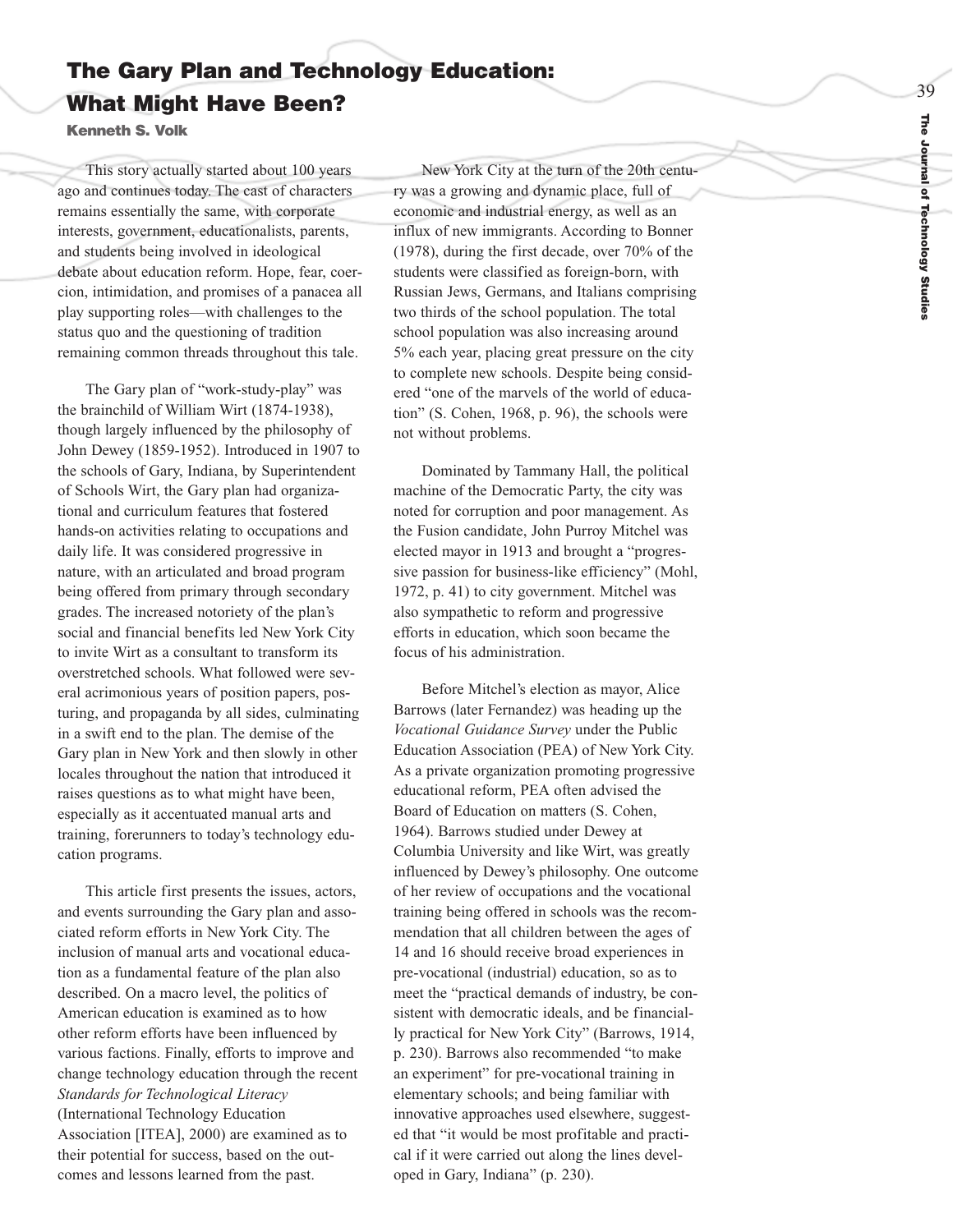# The Gary Plan and Technology Education: What Might Have Been?

**Kenneth S. Volk**

This story actually started about 100 years ago and continues today. The cast of characters remains essentially the same, with corporate interests, government, educationalists, parents, and students being involved in ideological debate about education reform. Hope, fear, coercion, intimidation, and promises of a panacea all play supporting roles—with challenges to the status quo and the questioning of tradition remaining common threads throughout this tale.

The Gary plan of "work-study-play" was the brainchild of William Wirt (1874-1938), though largely influenced by the philosophy of John Dewey (1859-1952). Introduced in 1907 to the schools of Gary, Indiana, by Superintendent of Schools Wirt, the Gary plan had organizational and curriculum features that fostered hands-on activities relating to occupations and daily life. It was considered progressive in nature, with an articulated and broad program being offered from primary through secondary grades. The increased notoriety of the plan's social and financial benefits led New York City to invite Wirt as a consultant to transform its overstretched schools. What followed were several acrimonious years of position papers, posturing, and propaganda by all sides, culminating in a swift end to the plan. The demise of the Gary plan in New York and then slowly in other locales throughout the nation that introduced it raises questions as to what might have been, especially as it accentuated manual arts and training, forerunners to today's technology education programs.

This article first presents the issues, actors, and events surrounding the Gary plan and associated reform efforts in New York City. The inclusion of manual arts and vocational education as a fundamental feature of the plan also described. On a macro level, the politics of American education is examined as to how other reform efforts have been influenced by various factions. Finally, efforts to improve and change technology education through the recent *Standards for Technological Literacy* (International Technology Education Association [ITEA], 2000) are examined as to their potential for success, based on the outcomes and lessons learned from the past.

New York City at the turn of the 20th century was a growing and dynamic place, full of economic and industrial energy, as well as an influx of new immigrants. According to Bonner (1978), during the first decade, over 70% of the students were classified as foreign-born, with Russian Jews, Germans, and Italians comprising two thirds of the school population. The total school population was also increasing around 5% each year, placing great pressure on the city to complete new schools. Despite being considered "one of the marvels of the world of education" (S. Cohen, 1968, p. 96), the schools were not without problems.

Dominated by Tammany Hall, the political machine of the Democratic Party, the city was noted for corruption and poor management. As the Fusion candidate, John Purroy Mitchel was elected mayor in 1913 and brought a "progressive passion for business-like efficiency" (Mohl, 1972, p. 41) to city government. Mitchel was also sympathetic to reform and progressive efforts in education, which soon became the focus of his administration.

Before Mitchel's election as mayor, Alice Barrows (later Fernandez) was heading up the *Vocational Guidance Survey* under the Public Education Association (PEA) of New York City. As a private organization promoting progressive educational reform, PEA often advised the Board of Education on matters (S. Cohen, 1964). Barrows studied under Dewey at Columbia University and like Wirt, was greatly influenced by Dewey's philosophy. One outcome of her review of occupations and the vocational training being offered in schools was the recommendation that all children between the ages of 14 and 16 should receive broad experiences in pre-vocational (industrial) education, so as to meet the "practical demands of industry, be consistent with democratic ideals, and be financially practical for New York City" (Barrows, 1914, p. 230). Barrows also recommended "to make an experiment" for pre-vocational training in elementary schools; and being familiar with innovative approaches used elsewhere, suggested that "it would be most profitable and practical if it were carried out along the lines developed in Gary, Indiana" (p. 230).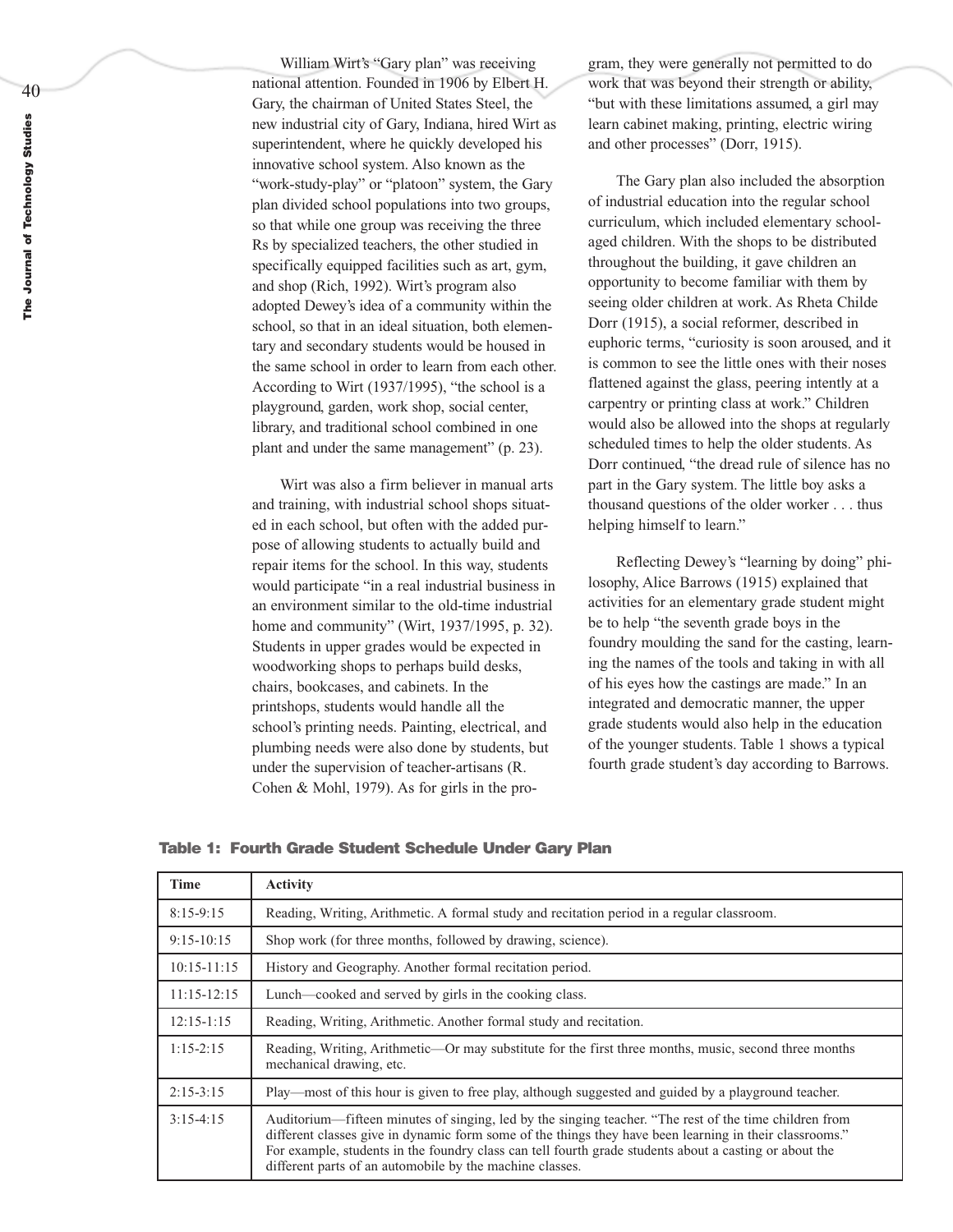William Wirt's "Gary plan" was receiving national attention. Founded in 1906 by Elbert H. Gary, the chairman of United States Steel, the new industrial city of Gary, Indiana, hired Wirt as superintendent, where he quickly developed his innovative school system. Also known as the "work-study-play" or "platoon" system, the Gary plan divided school populations into two groups, so that while one group was receiving the three Rs by specialized teachers, the other studied in specifically equipped facilities such as art, gym, and shop (Rich, 1992). Wirt's program also adopted Dewey's idea of a community within the school, so that in an ideal situation, both elementary and secondary students would be housed in the same school in order to learn from each other. According to Wirt (1937/1995), "the school is a playground, garden, work shop, social center, library, and traditional school combined in one plant and under the same management" (p. 23).

Wirt was also a firm believer in manual arts and training, with industrial school shops situated in each school, but often with the added purpose of allowing students to actually build and repair items for the school. In this way, students would participate "in a real industrial business in an environment similar to the old-time industrial home and community" (Wirt, 1937/1995, p. 32). Students in upper grades would be expected in woodworking shops to perhaps build desks, chairs, bookcases, and cabinets. In the printshops, students would handle all the school's printing needs. Painting, electrical, and plumbing needs were also done by students, but under the supervision of teacher-artisans (R. Cohen & Mohl, 1979). As for girls in the program, they were generally not permitted to do work that was beyond their strength or ability, "but with these limitations assumed, a girl may learn cabinet making, printing, electric wiring and other processes" (Dorr, 1915).

The Gary plan also included the absorption of industrial education into the regular school curriculum, which included elementary school-aged children. With the shops to be distributed throughout the building, it gave children an opportunity to become familiar with them by seeing older children at work. As Rheta Childe Dorr (1915), a social reformer, described in euphoric terms, "curiosity is soon aroused, and it is common to see the little ones with their noses flattened against the glass, peering intently at a carpentry or printing class at work." Children would also be allowed into the shops at regularly scheduled times to help the older students. As Dorr continued, "the dread rule of silence has no part in the Gary system. The little boy asks a thousand questions of the older worker . . . thus helping himself to learn."

Reflecting Dewey's "learning by doing" philosophy, Alice Barrows (1915) explained that activities for an elementary grade student might be to help "the seventh grade boys in the foundry moulding the sand for the casting, learning the names of the tools and taking in with all of his eyes how the castings are made." In an integrated and democratic manner, the upper grade students would also help in the education of the younger students. Table 1 shows a typical fourth grade student's day according to Barrows.

**Table 1: Fourth Grade Student Schedule Under Gary Plan**

| Time | Activity |
|---|---|
| 8:15-9:15 | Reading, Writing, Arithmetic. A formal study and recitation period in a regular classroom. |
| 9:15-10:15 | Shop work (for three months, followed by drawing, science). |
| 10:15-11:15 | History and Geography. Another formal recitation period. |
| 11:15-12:15 | Lunch—cooked and served by girls in the cooking class. |
| 12:15-1:15 | Reading, Writing, Arithmetic. Another formal study and recitation. |
| 1:15-2:15 | Reading, Writing, Arithmetic—Or may substitute for the first three months, music, second three months mechanical drawing, etc. |
| 2:15-3:15 | Play—most of this hour is given to free play, although suggested and guided by a playground teacher. |
| 3:15-4:15 | Auditorium—fifteen minutes of singing, led by the singing teacher. "The rest of the time children from different classes give in dynamic form some of the things they have been learning in their classrooms." For example, students in the foundry class can tell fourth grade students about a casting or about the different parts of an automobile by the machine classes. |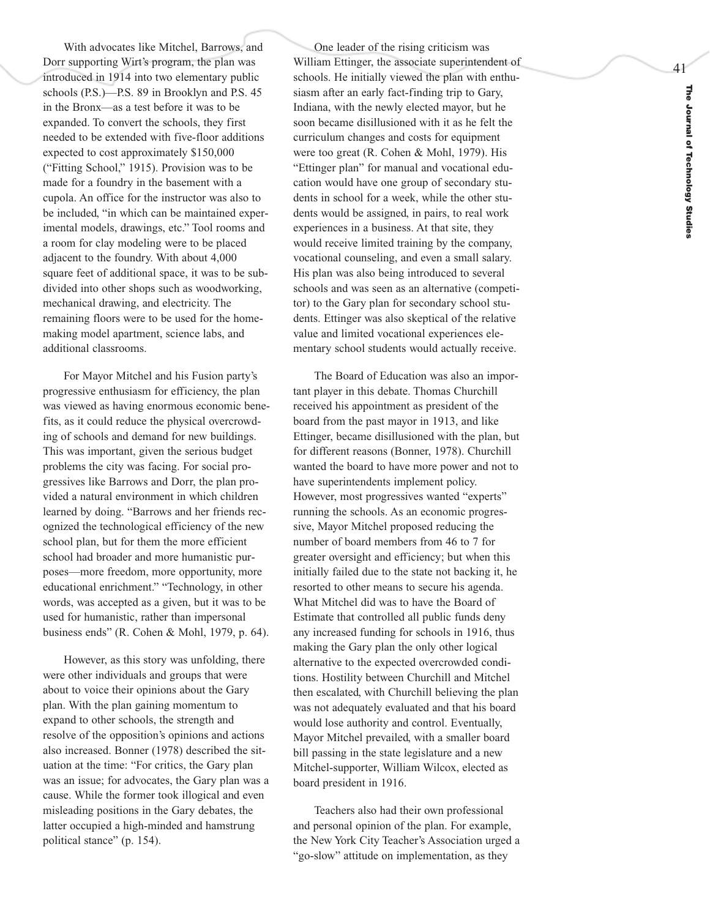With advocates like Mitchel, Barrows, and Dorr supporting Wirt's program, the plan was introduced in 1914 into two elementary public schools (P.S.)—P.S. 89 in Brooklyn and P.S. 45 in the Bronx—as a test before it was to be expanded. To convert the schools, they first needed to be extended with five-floor additions expected to cost approximately $150,000 ("Fitting School," 1915). Provision was to be made for a foundry in the basement with a cupola. An office for the instructor was also to be included, "in which can be maintained experimental models, drawings, etc." Tool rooms and a room for clay modeling were to be placed adjacent to the foundry. With about 4,000 square feet of additional space, it was to be subdivided into other shops such as woodworking, mechanical drawing, and electricity. The remaining floors were to be used for the homemaking model apartment, science labs, and additional classrooms.

For Mayor Mitchel and his Fusion party's progressive enthusiasm for efficiency, the plan was viewed as having enormous economic benefits, as it could reduce the physical overcrowding of schools and demand for new buildings. This was important, given the serious budget problems the city was facing. For social progressives like Barrows and Dorr, the plan provided a natural environment in which children learned by doing. "Barrows and her friends recognized the technological efficiency of the new school plan, but for them the more efficient school had broader and more humanistic purposes—more freedom, more opportunity, more educational enrichment." "Technology, in other words, was accepted as a given, but it was to be used for humanistic, rather than impersonal business ends" (R. Cohen & Mohl, 1979, p. 64).

However, as this story was unfolding, there were other individuals and groups that were about to voice their opinions about the Gary plan. With the plan gaining momentum to expand to other schools, the strength and resolve of the opposition's opinions and actions also increased. Bonner (1978) described the situation at the time: "For critics, the Gary plan was an issue; for advocates, the Gary plan was a cause. While the former took illogical and even misleading positions in the Gary debates, the latter occupied a high-minded and hamstrung political stance" (p. 154).

One leader of the rising criticism was William Ettinger, the associate superintendent of schools. He initially viewed the plan with enthusiasm after an early fact-finding trip to Gary, Indiana, with the newly elected mayor, but he soon became disillusioned with it as he felt the curriculum changes and costs for equipment were too great (R. Cohen & Mohl, 1979). His "Ettinger plan" for manual and vocational education would have one group of secondary students in school for a week, while the other students would be assigned, in pairs, to real work experiences in a business. At that site, they would receive limited training by the company, vocational counseling, and even a small salary. His plan was also being introduced to several schools and was seen as an alternative (competitor) to the Gary plan for secondary school students. Ettinger was also skeptical of the relative value and limited vocational experiences elementary school students would actually receive.

The Board of Education was also an important player in this debate. Thomas Churchill received his appointment as president of the board from the past mayor in 1913, and like Ettinger, became disillusioned with the plan, but for different reasons (Bonner, 1978). Churchill wanted the board to have more power and not to have superintendents implement policy. However, most progressives wanted "experts" running the schools. As an economic progressive, Mayor Mitchel proposed reducing the number of board members from 46 to 7 for greater oversight and efficiency; but when this initially failed due to the state not backing it, he resorted to other means to secure his agenda. What Mitchel did was to have the Board of Estimate that controlled all public funds deny any increased funding for schools in 1916, thus making the Gary plan the only other logical alternative to the expected overcrowded conditions. Hostility between Churchill and Mitchel then escalated, with Churchill believing the plan was not adequately evaluated and that his board would lose authority and control. Eventually, Mayor Mitchel prevailed, with a smaller board bill passing in the state legislature and a new Mitchel-supporter, William Wilcox, elected as board president in 1916.

Teachers also had their own professional and personal opinion of the plan. For example, the New York City Teacher's Association urged a "go-slow" attitude on implementation, as they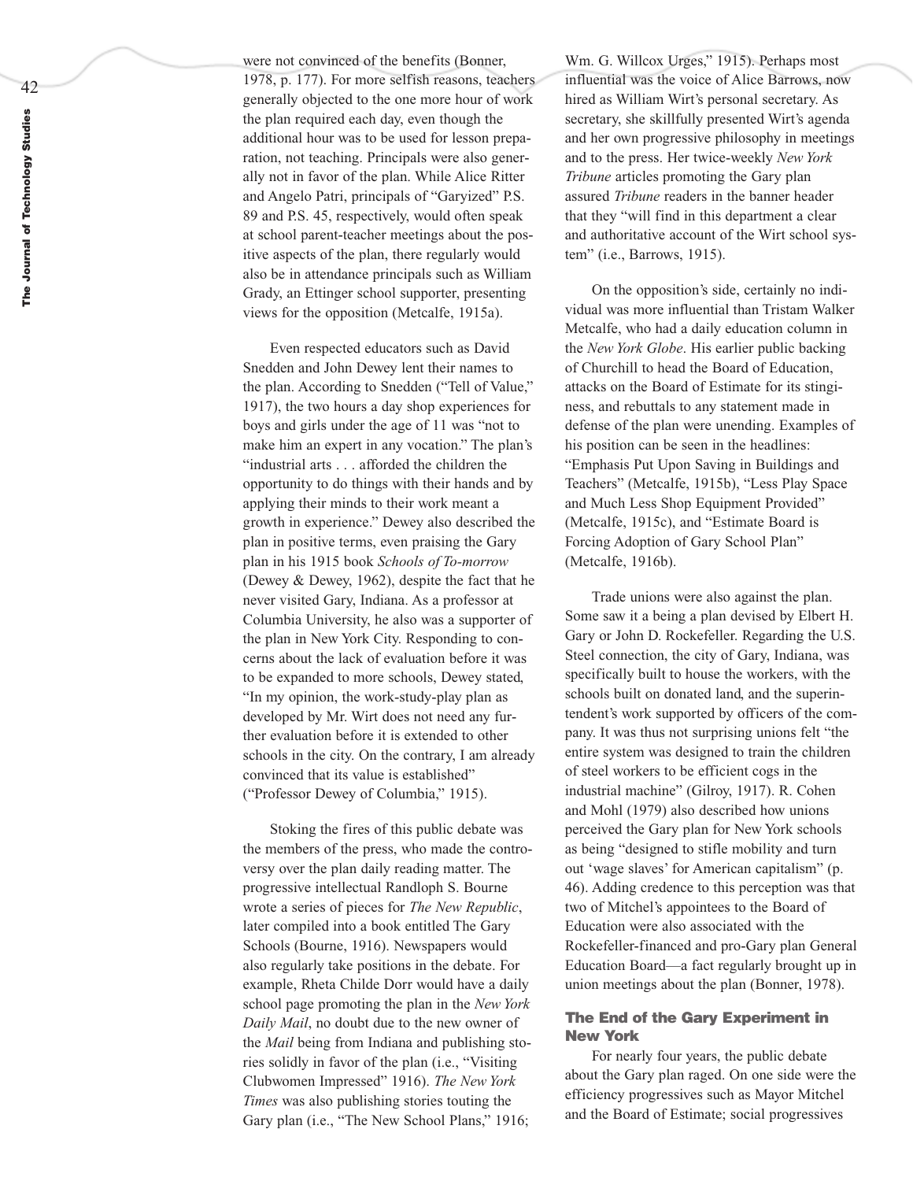were not convinced of the benefits (Bonner, 1978, p. 177). For more selfish reasons, teachers generally objected to the one more hour of work the plan required each day, even though the additional hour was to be used for lesson preparation, not teaching. Principals were also generally not in favor of the plan. While Alice Ritter and Angelo Patri, principals of "Garyized" P.S. 89 and P.S. 45, respectively, would often speak at school parent-teacher meetings about the positive aspects of the plan, there regularly would also be in attendance principals such as William Grady, an Ettinger school supporter, presenting views for the opposition (Metcalfe, 1915a).

Even respected educators such as David Snedden and John Dewey lent their names to the plan. According to Snedden ("Tell of Value," 1917), the two hours a day shop experiences for boys and girls under the age of 11 was "not to make him an expert in any vocation." The plan's "industrial arts . . . afforded the children the opportunity to do things with their hands and by applying their minds to their work meant a growth in experience." Dewey also described the plan in positive terms, even praising the Gary plan in his 1915 book *Schools of To-morrow* (Dewey & Dewey, 1962), despite the fact that he never visited Gary, Indiana. As a professor at Columbia University, he also was a supporter of the plan in New York City. Responding to concerns about the lack of evaluation before it was to be expanded to more schools, Dewey stated, "In my opinion, the work-study-play plan as developed by Mr. Wirt does not need any further evaluation before it is extended to other schools in the city. On the contrary, I am already convinced that its value is established" ("Professor Dewey of Columbia," 1915).

Stoking the fires of this public debate was the members of the press, who made the controversy over the plan daily reading matter. The progressive intellectual Randloph S. Bourne wrote a series of pieces for *The New Republic*, later compiled into a book entitled The Gary Schools (Bourne, 1916). Newspapers would also regularly take positions in the debate. For example, Rheta Childe Dorr would have a daily school page promoting the plan in the *New York Daily Mail*, no doubt due to the new owner of the *Mail* being from Indiana and publishing stories solidly in favor of the plan (i.e., "Visiting Clubwomen Impressed" 1916). *The New York Times* was also publishing stories touting the Gary plan (i.e., "The New School Plans," 1916; Wm. G. Willcox Urges," 1915). Perhaps most influential was the voice of Alice Barrows, now hired as William Wirt's personal secretary. As secretary, she skillfully presented Wirt's agenda and her own progressive philosophy in meetings and to the press. Her twice-weekly *New York Tribune* articles promoting the Gary plan assured *Tribune* readers in the banner header that they "will find in this department a clear and authoritative account of the Wirt school system" (i.e., Barrows, 1915).

On the opposition's side, certainly no individual was more influential than Tristam Walker Metcalfe, who had a daily education column in the *New York Globe*. His earlier public backing of Churchill to head the Board of Education, attacks on the Board of Estimate for its stinginess, and rebuttals to any statement made in defense of the plan were unending. Examples of his position can be seen in the headlines: "Emphasis Put Upon Saving in Buildings and Teachers" (Metcalfe, 1915b), "Less Play Space and Much Less Shop Equipment Provided" (Metcalfe, 1915c), and "Estimate Board is Forcing Adoption of Gary School Plan" (Metcalfe, 1916b).

Trade unions were also against the plan. Some saw it a being a plan devised by Elbert H. Gary or John D. Rockefeller. Regarding the U.S. Steel connection, the city of Gary, Indiana, was specifically built to house the workers, with the schools built on donated land, and the superintendent's work supported by officers of the company. It was thus not surprising unions felt "the entire system was designed to train the children of steel workers to be efficient cogs in the industrial machine" (Gilroy, 1917). R. Cohen and Mohl (1979) also described how unions perceived the Gary plan for New York schools as being "designed to stifle mobility and turn out 'wage slaves' for American capitalism" (p. 46). Adding credence to this perception was that two of Mitchel's appointees to the Board of Education were also associated with the Rockefeller-financed and pro-Gary plan General Education Board—a fact regularly brought up in union meetings about the plan (Bonner, 1978).

## The End of the Gary Experiment in New York

For nearly four years, the public debate about the Gary plan raged. On one side were the efficiency progressives such as Mayor Mitchel and the Board of Estimate; social progressives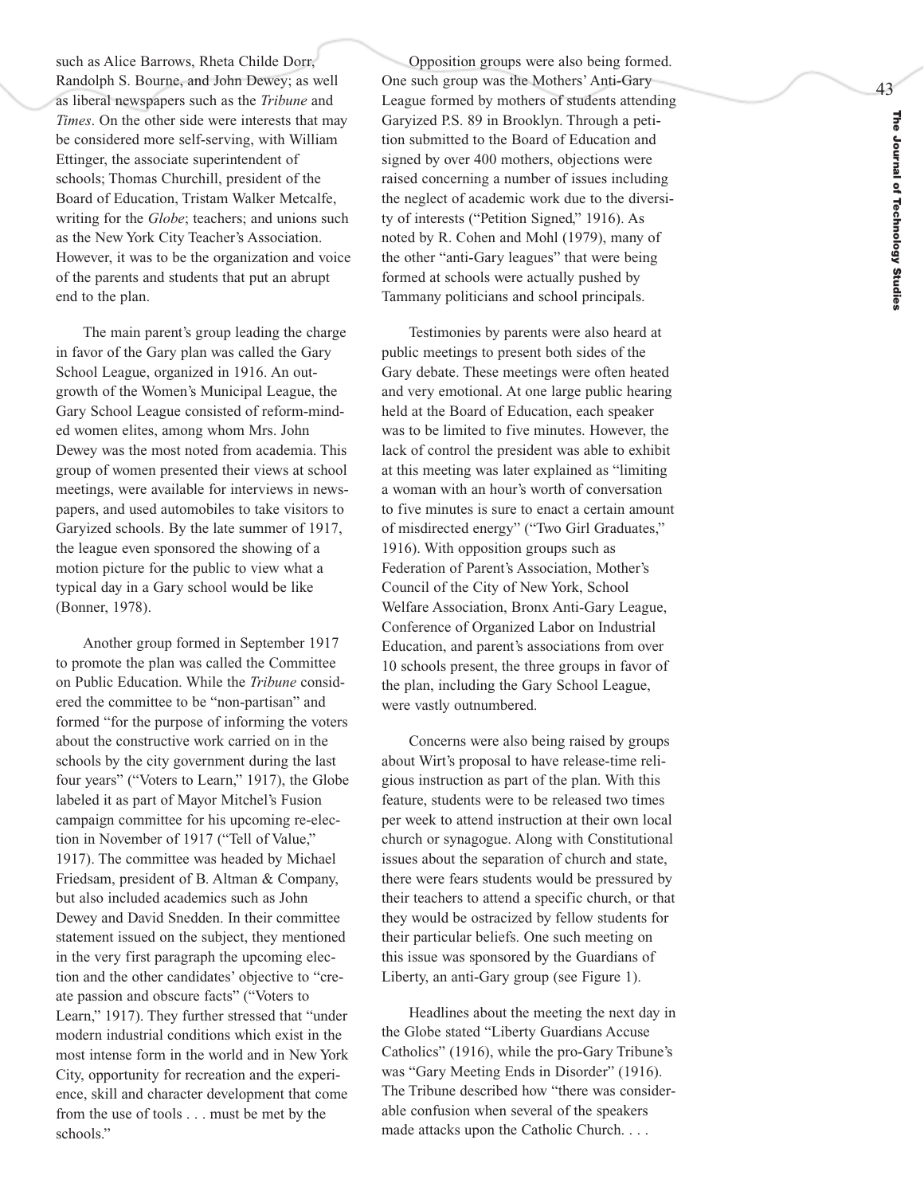such as Alice Barrows, Rheta Childe Dorr, Randolph S. Bourne, and John Dewey; as well as liberal newspapers such as the *Tribune* and *Times*. On the other side were interests that may be considered more self-serving, with William Ettinger, the associate superintendent of schools; Thomas Churchill, president of the Board of Education, Tristam Walker Metcalfe, writing for the *Globe*; teachers; and unions such as the New York City Teacher's Association. However, it was to be the organization and voice of the parents and students that put an abrupt end to the plan.

The main parent's group leading the charge in favor of the Gary plan was called the Gary School League, organized in 1916. An outgrowth of the Women's Municipal League, the Gary School League consisted of reform-minded women elites, among whom Mrs. John Dewey was the most noted from academia. This group of women presented their views at school meetings, were available for interviews in newspapers, and used automobiles to take visitors to Garyized schools. By the late summer of 1917, the league even sponsored the showing of a motion picture for the public to view what a typical day in a Gary school would be like (Bonner, 1978).

Another group formed in September 1917 to promote the plan was called the Committee on Public Education. While the *Tribune* considered the committee to be "non-partisan" and formed "for the purpose of informing the voters about the constructive work carried on in the schools by the city government during the last four years" ("Voters to Learn," 1917), the Globe labeled it as part of Mayor Mitchel's Fusion campaign committee for his upcoming re-election in November of 1917 ("Tell of Value," 1917). The committee was headed by Michael Friedsam, president of B. Altman & Company, but also included academics such as John Dewey and David Snedden. In their committee statement issued on the subject, they mentioned in the very first paragraph the upcoming election and the other candidates' objective to "create passion and obscure facts" ("Voters to Learn," 1917). They further stressed that "under modern industrial conditions which exist in the most intense form in the world and in New York City, opportunity for recreation and the experience, skill and character development that come from the use of tools . . . must be met by the schools."

Opposition groups were also being formed. One such group was the Mothers' Anti-Gary League formed by mothers of students attending Garyized P.S. 89 in Brooklyn. Through a petition submitted to the Board of Education and signed by over 400 mothers, objections were raised concerning a number of issues including the neglect of academic work due to the diversity of interests ("Petition Signed," 1916). As noted by R. Cohen and Mohl (1979), many of the other "anti-Gary leagues" that were being formed at schools were actually pushed by Tammany politicians and school principals.

Testimonies by parents were also heard at public meetings to present both sides of the Gary debate. These meetings were often heated and very emotional. At one large public hearing held at the Board of Education, each speaker was to be limited to five minutes. However, the lack of control the president was able to exhibit at this meeting was later explained as "limiting a woman with an hour's worth of conversation to five minutes is sure to enact a certain amount of misdirected energy" ("Two Girl Graduates," 1916). With opposition groups such as Federation of Parent's Association, Mother's Council of the City of New York, School Welfare Association, Bronx Anti-Gary League, Conference of Organized Labor on Industrial Education, and parent's associations from over 10 schools present, the three groups in favor of the plan, including the Gary School League, were vastly outnumbered.

Concerns were also being raised by groups about Wirt's proposal to have release-time religious instruction as part of the plan. With this feature, students were to be released two times per week to attend instruction at their own local church or synagogue. Along with Constitutional issues about the separation of church and state, there were fears students would be pressured by their teachers to attend a specific church, or that they would be ostracized by fellow students for their particular beliefs. One such meeting on this issue was sponsored by the Guardians of Liberty, an anti-Gary group (see Figure 1).

Headlines about the meeting the next day in the Globe stated "Liberty Guardians Accuse Catholics" (1916), while the pro-Gary Tribune's was "Gary Meeting Ends in Disorder" (1916). The Tribune described how "there was considerable confusion when several of the speakers made attacks upon the Catholic Church. . . .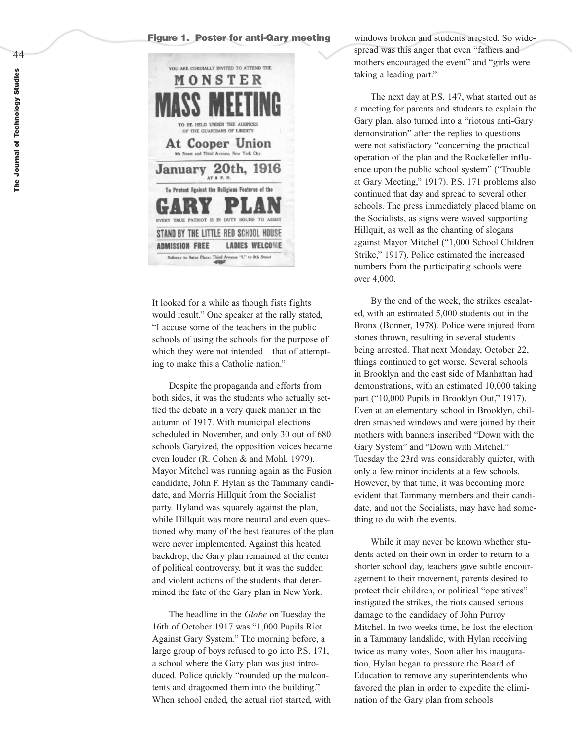**Figure 1. Poster for anti-Gary meeting**

YOU ARE CORDIALLY INVITED TO ATTEND THE

MONSTER

MASS MEETING

TO BE HELD UNDER THE AUSPICES OF THE GUARDIANS OF LIBERTY

At Cooper Union

9th Street and Third Avenue, New York City

January 20th, 1916

AT 8 P. M.

To Protest Against the Religious Features of the

GARY PLAN

EVERY TRUE PATRIOT IS IN DUTY BOUND TO ASSIST

STAND BY THE LITTLE RED SCHOOL HOUSE

ADMISSION FREE LADIES WELCOME

Subway to Astor Place; Third Avenue "L" to 9th Street

It looked for a while as though fists fights would result." One speaker at the rally stated, "I accuse some of the teachers in the public schools of using the schools for the purpose of which they were not intended—that of attempting to make this a Catholic nation."

Despite the propaganda and efforts from both sides, it was the students who actually settled the debate in a very quick manner in the autumn of 1917. With municipal elections scheduled in November, and only 30 out of 680 schools Garyized, the opposition voices became even louder (R. Cohen & and Mohl, 1979). Mayor Mitchel was running again as the Fusion candidate, John F. Hylan as the Tammany candidate, and Morris Hillquit from the Socialist party. Hyland was squarely against the plan, while Hillquit was more neutral and even questioned why many of the best features of the plan were never implemented. Against this heated backdrop, the Gary plan remained at the center of political controversy, but it was the sudden and violent actions of the students that determined the fate of the Gary plan in New York.

The headline in the *Globe* on Tuesday the 16th of October 1917 was "1,000 Pupils Riot Against Gary System." The morning before, a large group of boys refused to go into P.S. 171, a school where the Gary plan was just introduced. Police quickly "rounded up the malcontents and dragooned them into the building." When school ended, the actual riot started, with windows broken and students arrested. So widespread was this anger that even "fathers and mothers encouraged the event" and "girls were taking a leading part."

The next day at P.S. 147, what started out as a meeting for parents and students to explain the Gary plan, also turned into a "riotous anti-Gary demonstration" after the replies to questions were not satisfactory "concerning the practical operation of the plan and the Rockefeller influence upon the public school system" ("Trouble at Gary Meeting," 1917). P.S. 171 problems also continued that day and spread to several other schools. The press immediately placed blame on the Socialists, as signs were waved supporting Hillquit, as well as the chanting of slogans against Mayor Mitchel ("1,000 School Children Strike," 1917). Police estimated the increased numbers from the participating schools were over 4,000.

By the end of the week, the strikes escalated, with an estimated 5,000 students out in the Bronx (Bonner, 1978). Police were injured from stones thrown, resulting in several students being arrested. That next Monday, October 22, things continued to get worse. Several schools in Brooklyn and the east side of Manhattan had demonstrations, with an estimated 10,000 taking part ("10,000 Pupils in Brooklyn Out," 1917). Even at an elementary school in Brooklyn, children smashed windows and were joined by their mothers with banners inscribed "Down with the Gary System" and "Down with Mitchel." Tuesday the 23rd was considerably quieter, with only a few minor incidents at a few schools. However, by that time, it was becoming more evident that Tammany members and their candidate, and not the Socialists, may have had something to do with the events.

While it may never be known whether students acted on their own in order to return to a shorter school day, teachers gave subtle encouragement to their movement, parents desired to protect their children, or political "operatives" instigated the strikes, the riots caused serious damage to the candidacy of John Purroy Mitchel. In two weeks time, he lost the election in a Tammany landslide, with Hylan receiving twice as many votes. Soon after his inauguration, Hylan began to pressure the Board of Education to remove any superintendents who favored the plan in order to expedite the elimination of the Gary plan from schools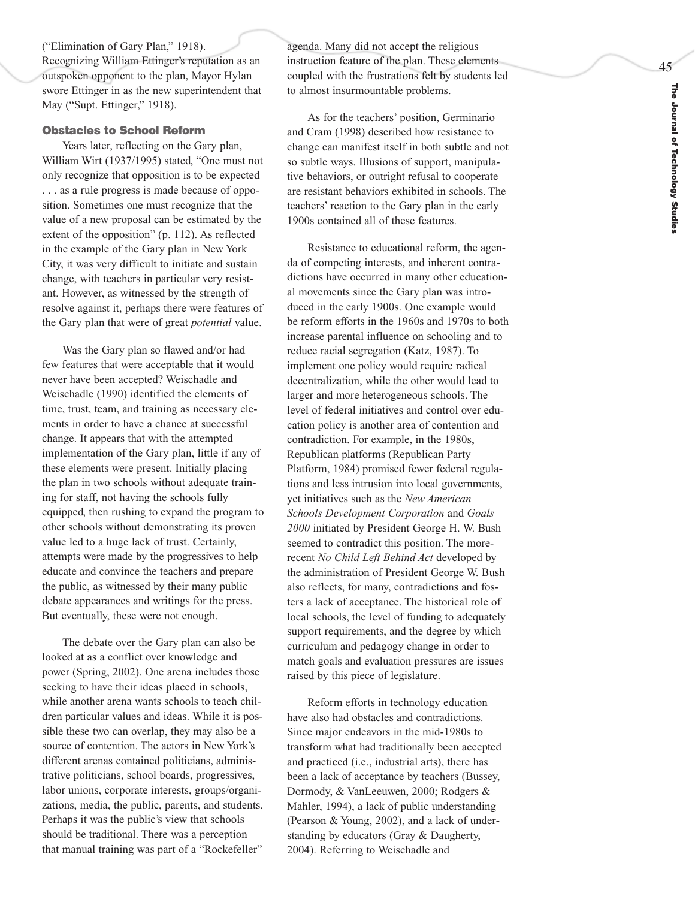("Elimination of Gary Plan," 1918). Recognizing William Ettinger's reputation as an outspoken opponent to the plan, Mayor Hylan swore Ettinger in as the new superintendent that May ("Supt. Ettinger," 1918).

### Obstacles to School Reform

Years later, reflecting on the Gary plan, William Wirt (1937/1995) stated, "One must not only recognize that opposition is to be expected . . . as a rule progress is made because of opposition. Sometimes one must recognize that the value of a new proposal can be estimated by the extent of the opposition" (p. 112). As reflected in the example of the Gary plan in New York City, it was very difficult to initiate and sustain change, with teachers in particular very resistant. However, as witnessed by the strength of resolve against it, perhaps there were features of the Gary plan that were of great *potential* value.

Was the Gary plan so flawed and/or had few features that were acceptable that it would never have been accepted? Weischadle and Weischadle (1990) identified the elements of time, trust, team, and training as necessary elements in order to have a chance at successful change. It appears that with the attempted implementation of the Gary plan, little if any of these elements were present. Initially placing the plan in two schools without adequate training for staff, not having the schools fully equipped, then rushing to expand the program to other schools without demonstrating its proven value led to a huge lack of trust. Certainly, attempts were made by the progressives to help educate and convince the teachers and prepare the public, as witnessed by their many public debate appearances and writings for the press. But eventually, these were not enough.

The debate over the Gary plan can also be looked at as a conflict over knowledge and power (Spring, 2002). One arena includes those seeking to have their ideas placed in schools, while another arena wants schools to teach children particular values and ideas. While it is possible these two can overlap, they may also be a source of contention. The actors in New York's different arenas contained politicians, administrative politicians, school boards, progressives, labor unions, corporate interests, groups/organizations, media, the public, parents, and students. Perhaps it was the public's view that schools should be traditional. There was a perception that manual training was part of a "Rockefeller" agenda. Many did not accept the religious instruction feature of the plan. These elements coupled with the frustrations felt by students led to almost insurmountable problems.

As for the teachers' position, Germinario and Cram (1998) described how resistance to change can manifest itself in both subtle and not so subtle ways. Illusions of support, manipulative behaviors, or outright refusal to cooperate are resistant behaviors exhibited in schools. The teachers' reaction to the Gary plan in the early 1900s contained all of these features.

Resistance to educational reform, the agenda of competing interests, and inherent contradictions have occurred in many other educational movements since the Gary plan was introduced in the early 1900s. One example would be reform efforts in the 1960s and 1970s to both increase parental influence on schooling and to reduce racial segregation (Katz, 1987). To implement one policy would require radical decentralization, while the other would lead to larger and more heterogeneous schools. The level of federal initiatives and control over education policy is another area of contention and contradiction. For example, in the 1980s, Republican platforms (Republican Party Platform, 1984) promised fewer federal regulations and less intrusion into local governments, yet initiatives such as the *New American Schools Development Corporation* and *Goals 2000* initiated by President George H. W. Bush seemed to contradict this position. The more-recent *No Child Left Behind Act* developed by the administration of President George W. Bush also reflects, for many, contradictions and fosters a lack of acceptance. The historical role of local schools, the level of funding to adequately support requirements, and the degree by which curriculum and pedagogy change in order to match goals and evaluation pressures are issues raised by this piece of legislature.

Reform efforts in technology education have also had obstacles and contradictions. Since major endeavors in the mid-1980s to transform what had traditionally been accepted and practiced (i.e., industrial arts), there has been a lack of acceptance by teachers (Bussey, Dormody, & VanLeeuwen, 2000; Rodgers & Mahler, 1994), a lack of public understanding (Pearson & Young, 2002), and a lack of understanding by educators (Gray & Daugherty, 2004). Referring to Weischadle and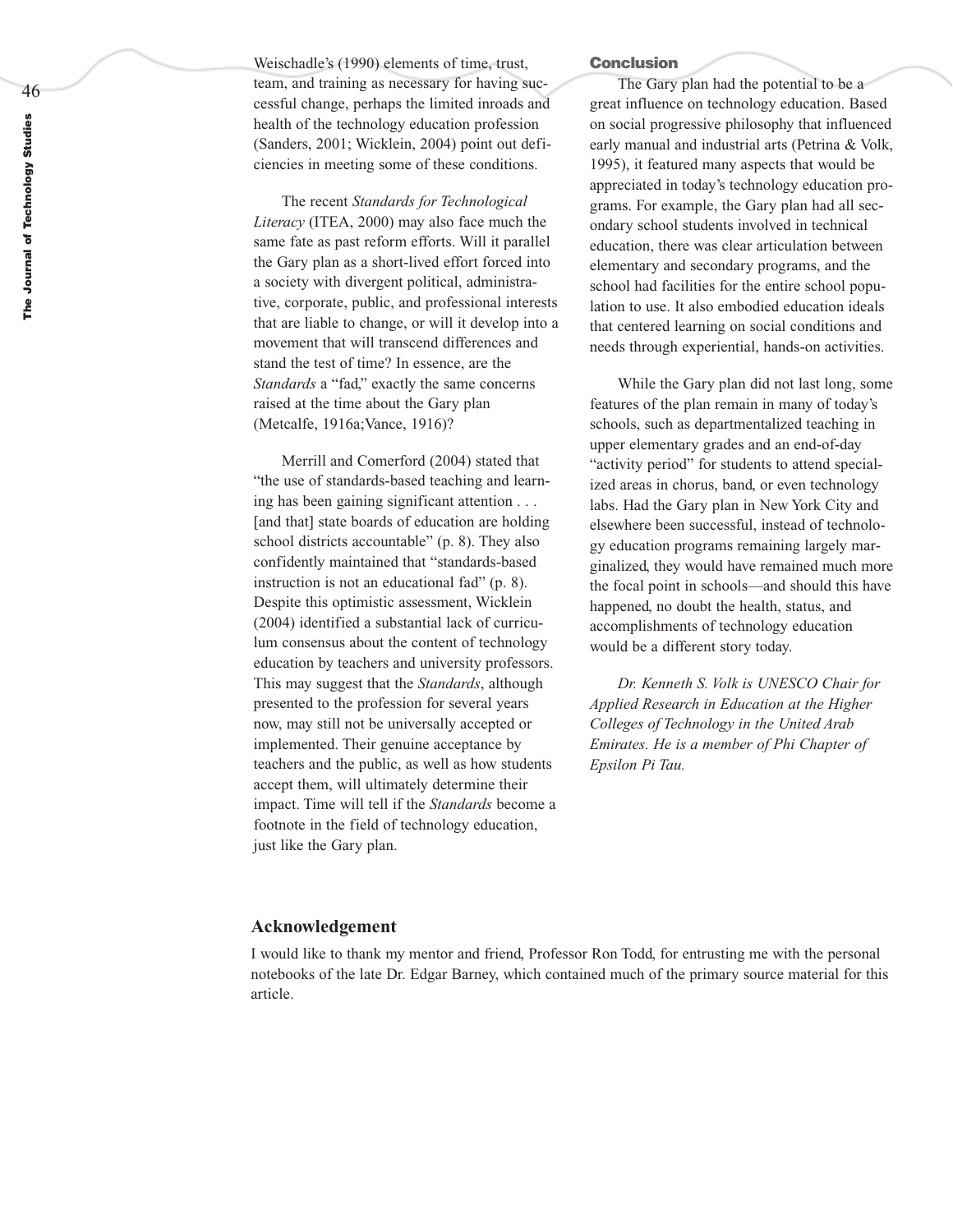Weischadle's (1990) elements of time, trust, team, and training as necessary for having successful change, perhaps the limited inroads and health of the technology education profession (Sanders, 2001; Wicklein, 2004) point out deficiencies in meeting some of these conditions.

The recent *Standards for Technological Literacy* (ITEA, 2000) may also face much the same fate as past reform efforts. Will it parallel the Gary plan as a short-lived effort forced into a society with divergent political, administrative, corporate, public, and professional interests that are liable to change, or will it develop into a movement that will transcend differences and stand the test of time? In essence, are the *Standards* a "fad," exactly the same concerns raised at the time about the Gary plan (Metcalfe, 1916a;Vance, 1916)?

Merrill and Comerford (2004) stated that "the use of standards-based teaching and learning has been gaining significant attention . . . [and that] state boards of education are holding school districts accountable" (p. 8). They also confidently maintained that "standards-based instruction is not an educational fad" (p. 8). Despite this optimistic assessment, Wicklein (2004) identified a substantial lack of curriculum consensus about the content of technology education by teachers and university professors. This may suggest that the *Standards*, although presented to the profession for several years now, may still not be universally accepted or implemented. Their genuine acceptance by teachers and the public, as well as how students accept them, will ultimately determine their impact. Time will tell if the *Standards* become a footnote in the field of technology education, just like the Gary plan.

## Conclusion

The Gary plan had the potential to be a great influence on technology education. Based on social progressive philosophy that influenced early manual and industrial arts (Petrina & Volk, 1995), it featured many aspects that would be appreciated in today's technology education programs. For example, the Gary plan had all secondary school students involved in technical education, there was clear articulation between elementary and secondary programs, and the school had facilities for the entire school population to use. It also embodied education ideals that centered learning on social conditions and needs through experiential, hands-on activities.

While the Gary plan did not last long, some features of the plan remain in many of today's schools, such as departmentalized teaching in upper elementary grades and an end-of-day "activity period" for students to attend specialized areas in chorus, band, or even technology labs. Had the Gary plan in New York City and elsewhere been successful, instead of technology education programs remaining largely marginalized, they would have remained much more the focal point in schools—and should this have happened, no doubt the health, status, and accomplishments of technology education would be a different story today.

*Dr. Kenneth S. Volk is UNESCO Chair for Applied Research in Education at the Higher Colleges of Technology in the United Arab Emirates. He is a member of Phi Chapter of Epsilon Pi Tau.*

## Acknowledgement

I would like to thank my mentor and friend, Professor Ron Todd, for entrusting me with the personal notebooks of the late Dr. Edgar Barney, which contained much of the primary source material for this article.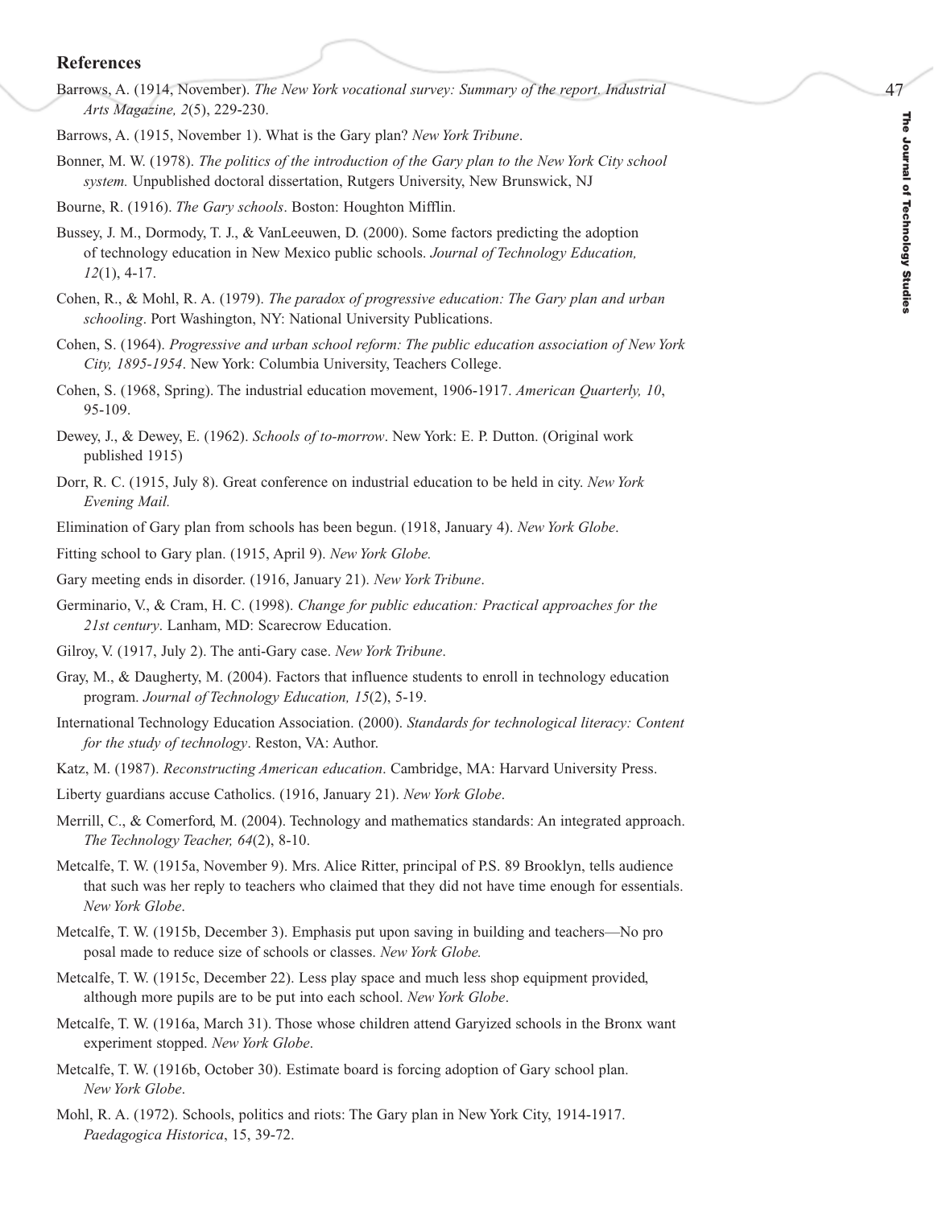## References

Barrows, A. (1914, November). *The New York vocational survey: Summary of the report. Industrial Arts Magazine, 2*(5), 229-230.

Barrows, A. (1915, November 1). What is the Gary plan? *New York Tribune*.

Bonner, M. W. (1978). *The politics of the introduction of the Gary plan to the New York City school system.* Unpublished doctoral dissertation, Rutgers University, New Brunswick, NJ

Bourne, R. (1916). *The Gary schools*. Boston: Houghton Mifflin.

Bussey, J. M., Dormody, T. J., & VanLeeuwen, D. (2000). Some factors predicting the adoption of technology education in New Mexico public schools. *Journal of Technology Education, 12*(1), 4-17.

Cohen, R., & Mohl, R. A. (1979). *The paradox of progressive education: The Gary plan and urban schooling*. Port Washington, NY: National University Publications.

Cohen, S. (1964). *Progressive and urban school reform: The public education association of New York City, 1895-1954*. New York: Columbia University, Teachers College.

Cohen, S. (1968, Spring). The industrial education movement, 1906-1917. *American Quarterly, 10*, 95-109.

Dewey, J., & Dewey, E. (1962). *Schools of to-morrow*. New York: E. P. Dutton. (Original work published 1915)

Dorr, R. C. (1915, July 8). Great conference on industrial education to be held in city. *New York Evening Mail.*

Elimination of Gary plan from schools has been begun. (1918, January 4). *New York Globe*.

Fitting school to Gary plan. (1915, April 9). *New York Globe.*

Gary meeting ends in disorder. (1916, January 21). *New York Tribune*.

Germinario, V., & Cram, H. C. (1998). *Change for public education: Practical approaches for the 21st century*. Lanham, MD: Scarecrow Education.

Gilroy, V. (1917, July 2). The anti-Gary case. *New York Tribune*.

Gray, M., & Daugherty, M. (2004). Factors that influence students to enroll in technology education program. *Journal of Technology Education, 15*(2), 5-19.

International Technology Education Association. (2000). *Standards for technological literacy: Content for the study of technology*. Reston, VA: Author.

Katz, M. (1987). *Reconstructing American education*. Cambridge, MA: Harvard University Press.

Liberty guardians accuse Catholics. (1916, January 21). *New York Globe*.

Merrill, C., & Comerford, M. (2004). Technology and mathematics standards: An integrated approach. *The Technology Teacher, 64*(2), 8-10.

Metcalfe, T. W. (1915a, November 9). Mrs. Alice Ritter, principal of P.S. 89 Brooklyn, tells audience that such was her reply to teachers who claimed that they did not have time enough for essentials. *New York Globe*.

Metcalfe, T. W. (1915b, December 3). Emphasis put upon saving in building and teachers—No pro posal made to reduce size of schools or classes. *New York Globe.*

Metcalfe, T. W. (1915c, December 22). Less play space and much less shop equipment provided, although more pupils are to be put into each school. *New York Globe*.

Metcalfe, T. W. (1916a, March 31). Those whose children attend Garyized schools in the Bronx want experiment stopped. *New York Globe*.

Metcalfe, T. W. (1916b, October 30). Estimate board is forcing adoption of Gary school plan. *New York Globe*.

Mohl, R. A. (1972). Schools, politics and riots: The Gary plan in New York City, 1914-1917. *Paedagogica Historica*, 15, 39-72.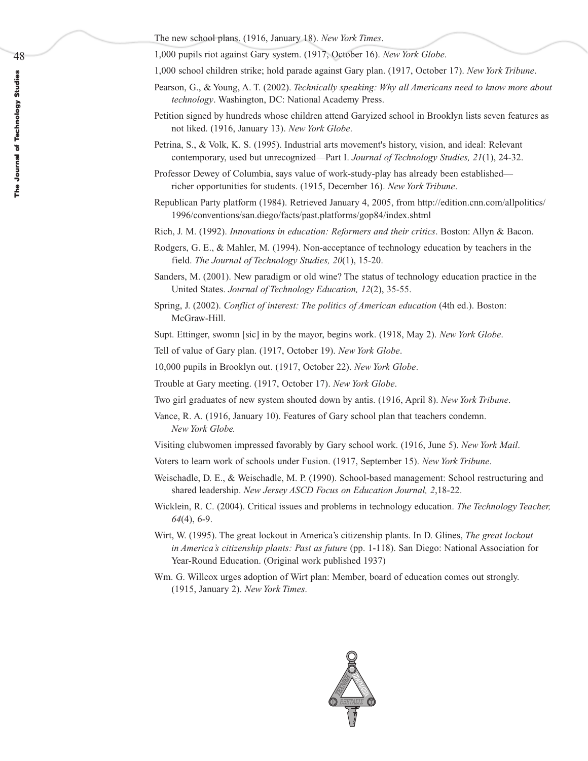The new school plans. (1916, January 18). *New York Times*.

1,000 pupils riot against Gary system. (1917, October 16). *New York Globe*.

1,000 school children strike; hold parade against Gary plan. (1917, October 17). *New York Tribune*.

Pearson, G., & Young, A. T. (2002). *Technically speaking: Why all Americans need to know more about technology*. Washington, DC: National Academy Press.

Petition signed by hundreds whose children attend Garyized school in Brooklyn lists seven features as not liked. (1916, January 13). *New York Globe*.

Petrina, S., & Volk, K. S. (1995). Industrial arts movement's history, vision, and ideal: Relevant contemporary, used but unrecognized—Part I. *Journal of Technology Studies, 21*(1), 24-32.

Professor Dewey of Columbia, says value of work-study-play has already been established—richer opportunities for students. (1915, December 16). *New York Tribune*.

Republican Party platform (1984). Retrieved January 4, 2005, from http://edition.cnn.com/allpolitics/1996/conventions/san.diego/facts/past.platforms/gop84/index.shtml

Rich, J. M. (1992). *Innovations in education: Reformers and their critics*. Boston: Allyn & Bacon.

Rodgers, G. E., & Mahler, M. (1994). Non-acceptance of technology education by teachers in the field. *The Journal of Technology Studies, 20*(1), 15-20.

Sanders, M. (2001). New paradigm or old wine? The status of technology education practice in the United States. *Journal of Technology Education, 12*(2), 35-55.

Spring, J. (2002). *Conflict of interest: The politics of American education* (4th ed.). Boston: McGraw-Hill.

Supt. Ettinger, swomn [sic] in by the mayor, begins work. (1918, May 2). *New York Globe*.

Tell of value of Gary plan. (1917, October 19). *New York Globe*.

10,000 pupils in Brooklyn out. (1917, October 22). *New York Globe*.

Trouble at Gary meeting. (1917, October 17). *New York Globe*.

Two girl graduates of new system shouted down by antis. (1916, April 8). *New York Tribune*.

Vance, R. A. (1916, January 10). Features of Gary school plan that teachers condemn. *New York Globe.*

Visiting clubwomen impressed favorably by Gary school work. (1916, June 5). *New York Mail*.

Voters to learn work of schools under Fusion. (1917, September 15). *New York Tribune*.

Weischadle, D. E., & Weischadle, M. P. (1990). School-based management: School restructuring and shared leadership. *New Jersey ASCD Focus on Education Journal, 2*,18-22.

Wicklein, R. C. (2004). Critical issues and problems in technology education. *The Technology Teacher, 64*(4), 6-9.

Wirt, W. (1995). The great lockout in America's citizenship plants. In D. Glines, *The great lockout in America's citizenship plants: Past as future* (pp. 1-118). San Diego: National Association for Year-Round Education. (Original work published 1937)

Wm. G. Willcox urges adoption of Wirt plan: Member, board of education comes out strongly. (1915, January 2). *New York Times*.